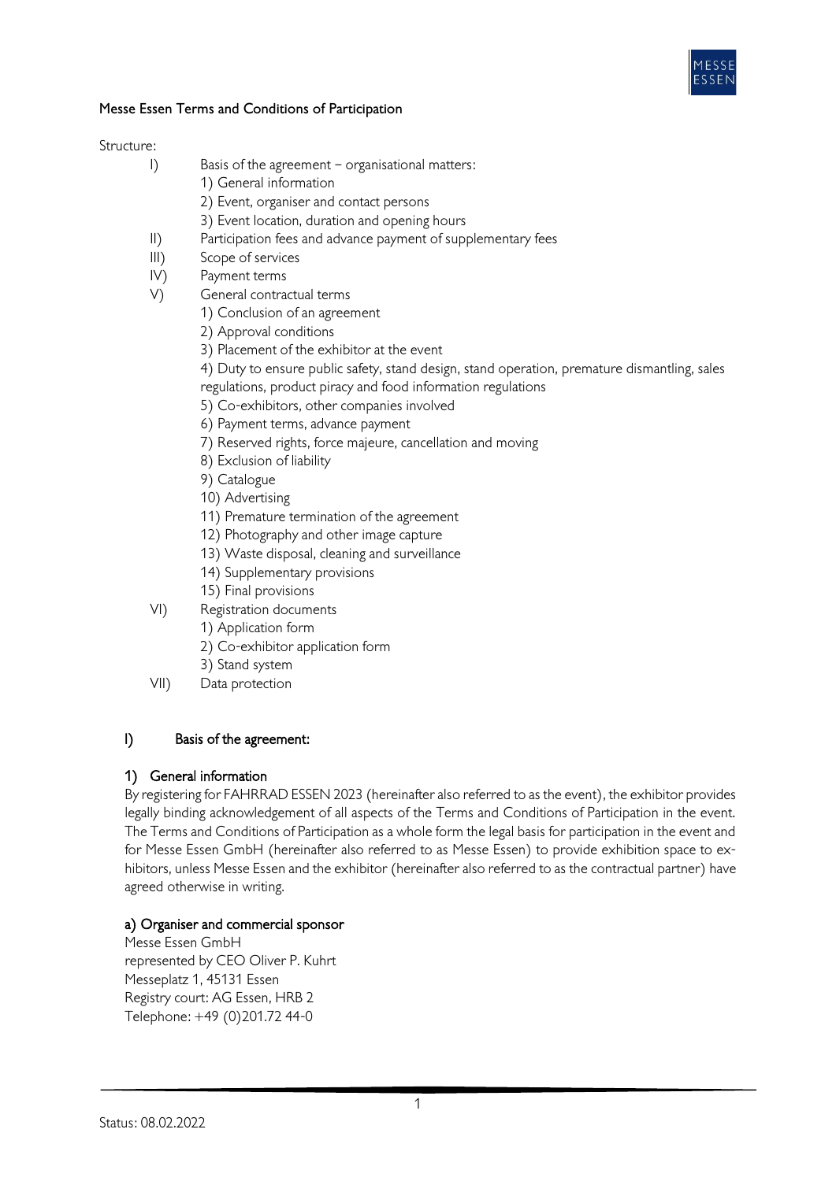# Messe Essen Terms and Conditions of Participation

Structure:

- I) Basis of the agreement – organisational matters:
  - 1) General information
  - 2) Event, organiser and contact persons
  - 3) Event location, duration and opening hours
- II) Participation fees and advance payment of supplementary fees
- III) Scope of services
- IV) Payment terms
- V) General contractual terms
  - 1) Conclusion of an agreement
  - 2) Approval conditions
  - 3) Placement of the exhibitor at the event
  - 4) Duty to ensure public safety, stand design, stand operation, premature dismantling, sales regulations, product piracy and food information regulations
  - 5) Co-exhibitors, other companies involved
  - 6) Payment terms, advance payment
  - 7) Reserved rights, force majeure, cancellation and moving
  - 8) Exclusion of liability
  - 9) Catalogue
  - 10) Advertising
  - 11) Premature termination of the agreement
  - 12) Photography and other image capture
  - 13) Waste disposal, cleaning and surveillance
  - 14) Supplementary provisions
  - 15) Final provisions
- VI) Registration documents
  - 1) Application form
  - 2) Co-exhibitor application form
  - 3) Stand system
- VII) Data protection

## I) Basis of the agreement:

### 1) General information

By registering for FAHRRAD ESSEN 2023 (hereinafter also referred to as the event), the exhibitor provides legally binding acknowledgement of all aspects of the Terms and Conditions of Participation in the event. The Terms and Conditions of Participation as a whole form the legal basis for participation in the event and for Messe Essen GmbH (hereinafter also referred to as Messe Essen) to provide exhibition space to exhibitors, unless Messe Essen and the exhibitor (hereinafter also referred to as the contractual partner) have agreed otherwise in writing.

#### a) Organiser and commercial sponsor

Messe Essen GmbH
represented by CEO Oliver P. Kuhrt
Messeplatz 1, 45131 Essen
Registry court: AG Essen, HRB 2
Telephone: +49 (0)201.72 44-0

Status: 08.02.2022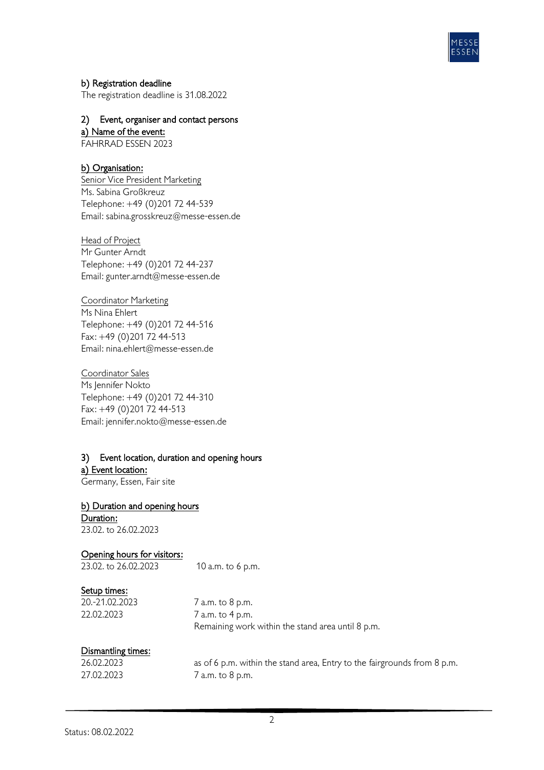### b) Registration deadline

The registration deadline is 31.08.2022

## 2) Event, organiser and contact persons

### a) Name of the event:

FAHRRAD ESSEN 2023

### b) Organisation:

Senior Vice President Marketing
Ms. Sabina Großkreuz
Telephone: +49 (0)201 72 44-539
Email: sabina.grosskreuz@messe-essen.de

Head of Project
Mr Gunter Arndt
Telephone: +49 (0)201 72 44-237
Email: gunter.arndt@messe-essen.de

Coordinator Marketing
Ms Nina Ehlert
Telephone: +49 (0)201 72 44-516
Fax: +49 (0)201 72 44-513
Email: nina.ehlert@messe-essen.de

Coordinator Sales
Ms Jennifer Nokto
Telephone: +49 (0)201 72 44-310
Fax: +49 (0)201 72 44-513
Email: jennifer.nokto@messe-essen.de

## 3) Event location, duration and opening hours

### a) Event location:

Germany, Essen, Fair site

### b) Duration and opening hours

**Duration:**

23.02. to 26.02.2023

**Opening hours for visitors:**

| | |
|---|---|
| 23.02. to 26.02.2023 | 10 a.m. to 6 p.m. |

**Setup times:**

| | |
|---|---|
| 20.-21.02.2023 | 7 a.m. to 8 p.m. |
| 22.02.2023 | 7 a.m. to 4 p.m. Remaining work within the stand area until 8 p.m. |

**Dismantling times:**

| | |
|---|---|
| 26.02.2023 | as of 6 p.m. within the stand area, Entry to the fairgrounds from 8 p.m. |
| 27.02.2023 | 7 a.m. to 8 p.m. |

Status: 08.02.2022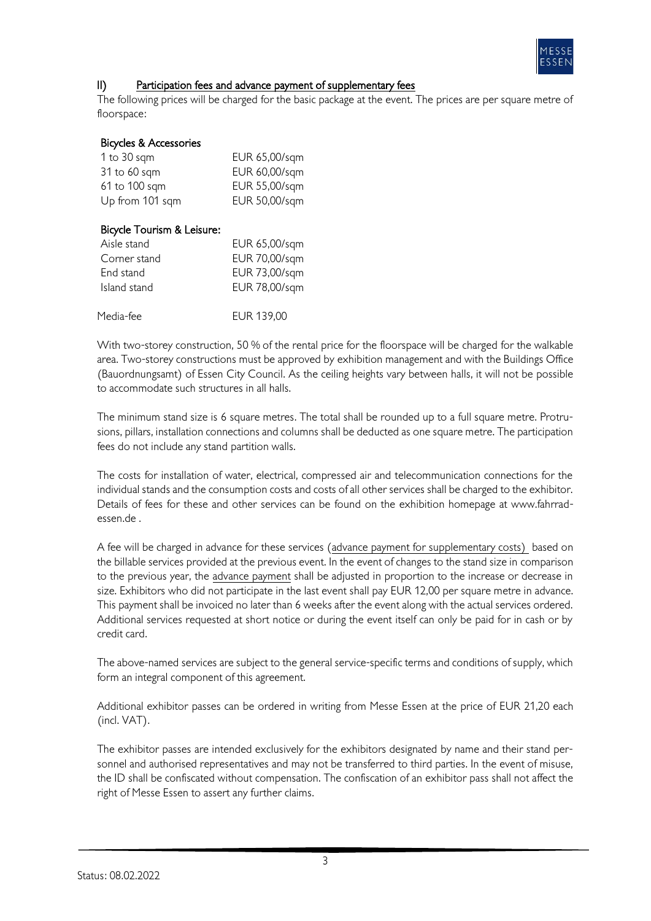## II) Participation fees and advance payment of supplementary fees

The following prices will be charged for the basic package at the event. The prices are per square metre of floorspace:

**Bicycles & Accessories**

| | |
|---|---|
| 1 to 30 sqm | EUR 65,00/sqm |
| 31 to 60 sqm | EUR 60,00/sqm |
| 61 to 100 sqm | EUR 55,00/sqm |
| Up from 101 sqm | EUR 50,00/sqm |

**Bicycle Tourism & Leisure:**

| | |
|---|---|
| Aisle stand | EUR 65,00/sqm |
| Corner stand | EUR 70,00/sqm |
| End stand | EUR 73,00/sqm |
| Island stand | EUR 78,00/sqm |

| | |
|---|---|
| Media-fee | EUR 139,00 |

With two-storey construction, 50 % of the rental price for the floorspace will be charged for the walkable area. Two-storey constructions must be approved by exhibition management and with the Buildings Office (Bauordnungsamt) of Essen City Council. As the ceiling heights vary between halls, it will not be possible to accommodate such structures in all halls.

The minimum stand size is 6 square metres. The total shall be rounded up to a full square metre. Protrusions, pillars, installation connections and columns shall be deducted as one square metre. The participation fees do not include any stand partition walls.

The costs for installation of water, electrical, compressed air and telecommunication connections for the individual stands and the consumption costs and costs of all other services shall be charged to the exhibitor. Details of fees for these and other services can be found on the exhibition homepage at www.fahrrad-essen.de .

A fee will be charged in advance for these services (advance payment for supplementary costs) based on the billable services provided at the previous event. In the event of changes to the stand size in comparison to the previous year, the advance payment shall be adjusted in proportion to the increase or decrease in size. Exhibitors who did not participate in the last event shall pay EUR 12,00 per square metre in advance. This payment shall be invoiced no later than 6 weeks after the event along with the actual services ordered. Additional services requested at short notice or during the event itself can only be paid for in cash or by credit card.

The above-named services are subject to the general service-specific terms and conditions of supply, which form an integral component of this agreement.

Additional exhibitor passes can be ordered in writing from Messe Essen at the price of EUR 21,20 each (incl. VAT).

The exhibitor passes are intended exclusively for the exhibitors designated by name and their stand personnel and authorised representatives and may not be transferred to third parties. In the event of misuse, the ID shall be confiscated without compensation. The confiscation of an exhibitor pass shall not affect the right of Messe Essen to assert any further claims.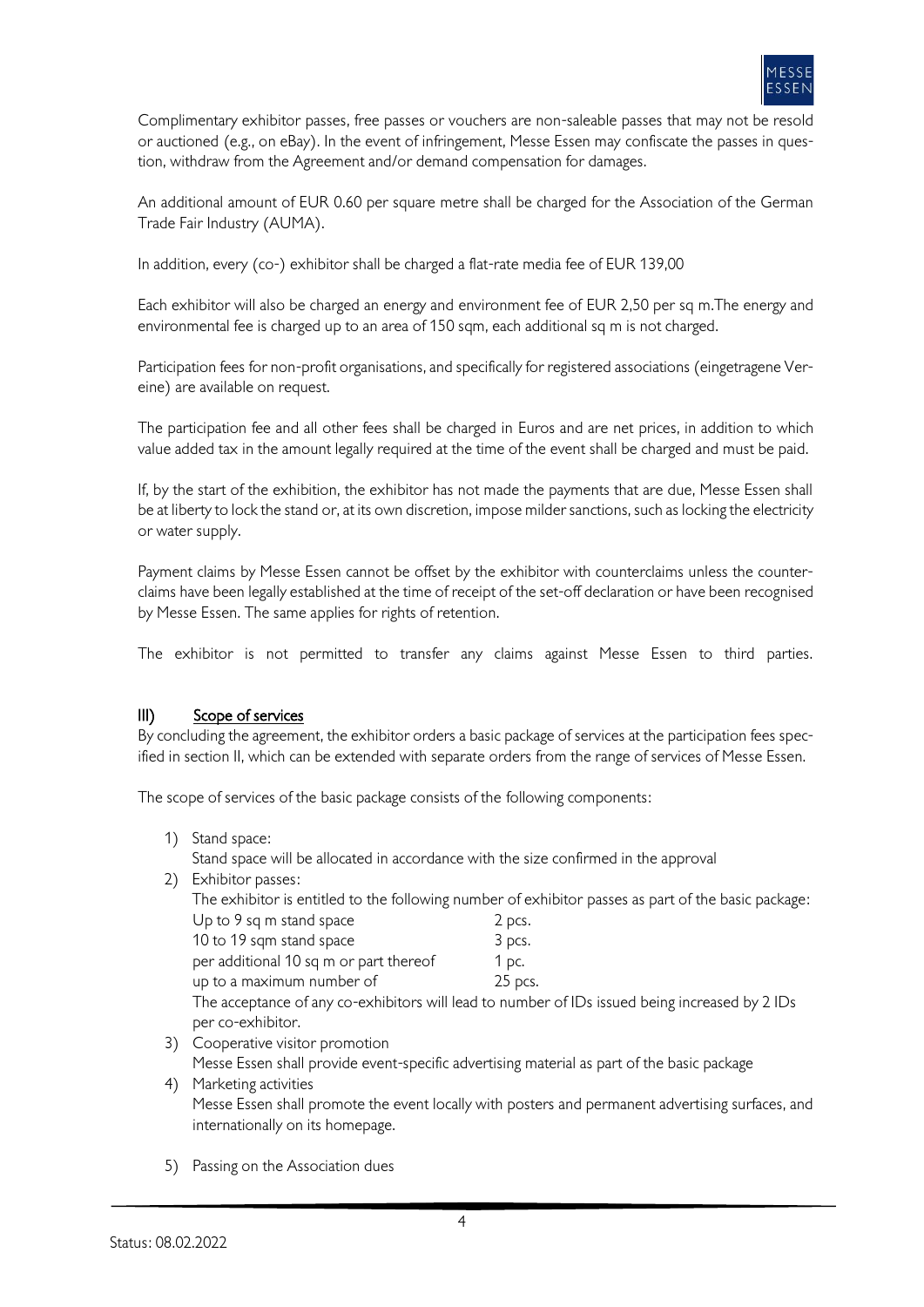Complimentary exhibitor passes, free passes or vouchers are non-saleable passes that may not be resold or auctioned (e.g., on eBay). In the event of infringement, Messe Essen may confiscate the passes in question, withdraw from the Agreement and/or demand compensation for damages.

An additional amount of EUR 0.60 per square metre shall be charged for the Association of the German Trade Fair Industry (AUMA).

In addition, every (co-) exhibitor shall be charged a flat-rate media fee of EUR 139,00

Each exhibitor will also be charged an energy and environment fee of EUR 2,50 per sq m.The energy and environmental fee is charged up to an area of 150 sqm, each additional sq m is not charged.

Participation fees for non-profit organisations, and specifically for registered associations (eingetragene Vereine) are available on request.

The participation fee and all other fees shall be charged in Euros and are net prices, in addition to which value added tax in the amount legally required at the time of the event shall be charged and must be paid.

If, by the start of the exhibition, the exhibitor has not made the payments that are due, Messe Essen shall be at liberty to lock the stand or, at its own discretion, impose milder sanctions, such as locking the electricity or water supply.

Payment claims by Messe Essen cannot be offset by the exhibitor with counterclaims unless the counterclaims have been legally established at the time of receipt of the set-off declaration or have been recognised by Messe Essen. The same applies for rights of retention.

The exhibitor is not permitted to transfer any claims against Messe Essen to third parties.

## III) Scope of services

By concluding the agreement, the exhibitor orders a basic package of services at the participation fees specified in section II, which can be extended with separate orders from the range of services of Messe Essen.

The scope of services of the basic package consists of the following components:

1) Stand space:
   Stand space will be allocated in accordance with the size confirmed in the approval
2) Exhibitor passes:
   The exhibitor is entitled to the following number of exhibitor passes as part of the basic package:

   | | |
   |---|---|
   | Up to 9 sq m stand space | 2 pcs. |
   | 10 to 19 sqm stand space | 3 pcs. |
   | per additional 10 sq m or part thereof | 1 pc. |
   | up to a maximum number of | 25 pcs. |

   The acceptance of any co-exhibitors will lead to number of IDs issued being increased by 2 IDs per co-exhibitor.
3) Cooperative visitor promotion
   Messe Essen shall provide event-specific advertising material as part of the basic package
4) Marketing activities
   Messe Essen shall promote the event locally with posters and permanent advertising surfaces, and internationally on its homepage.
5) Passing on the Association dues

Status: 08.02.2022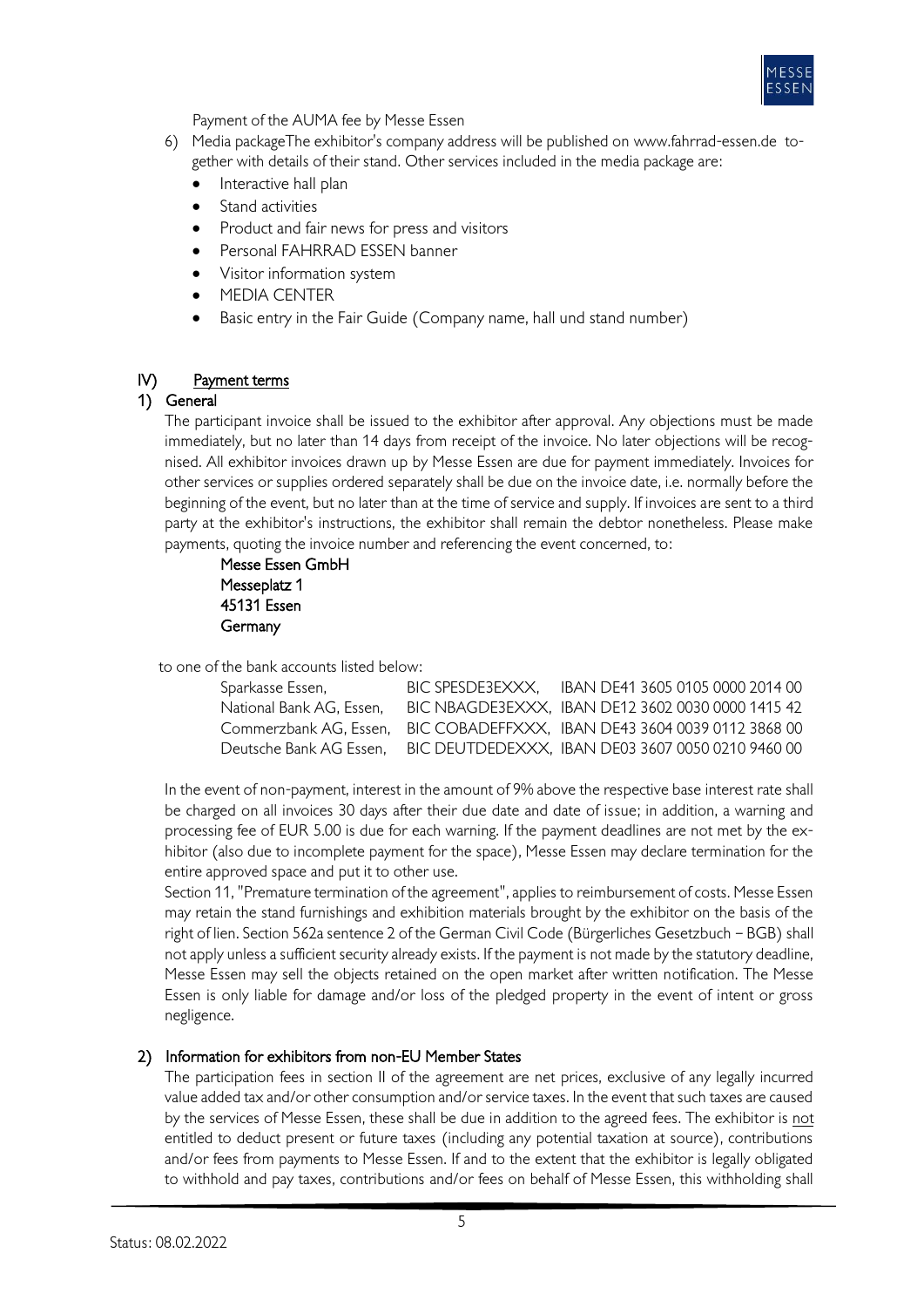Payment of the AUMA fee by Messe Essen

6) Media packageThe exhibitor's company address will be published on www.fahrrad-essen.de together with details of their stand. Other services included in the media package are:
   - Interactive hall plan
   - Stand activities
   - Product and fair news for press and visitors
   - Personal FAHRRAD ESSEN banner
   - Visitor information system
   - MEDIA CENTER
   - Basic entry in the Fair Guide (Company name, hall und stand number)

## IV) Payment terms

### 1) General

The participant invoice shall be issued to the exhibitor after approval. Any objections must be made immediately, but no later than 14 days from receipt of the invoice. No later objections will be recognised. All exhibitor invoices drawn up by Messe Essen are due for payment immediately. Invoices for other services or supplies ordered separately shall be due on the invoice date, i.e. normally before the beginning of the event, but no later than at the time of service and supply. If invoices are sent to a third party at the exhibitor's instructions, the exhibitor shall remain the debtor nonetheless. Please make payments, quoting the invoice number and referencing the event concerned, to:

Messe Essen GmbH
Messeplatz 1
45131 Essen
Germany

to one of the bank accounts listed below:

| | | |
|---|---|---|
| Sparkasse Essen, | BIC SPESDE3EXXX, | IBAN DE41 3605 0105 0000 2014 00 |
| National Bank AG, Essen, | BIC NBAGDE3EXXX, | IBAN DE12 3602 0030 0000 1415 42 |
| Commerzbank AG, Essen, | BIC COBADEFFXXX, | IBAN DE43 3604 0039 0112 3868 00 |
| Deutsche Bank AG Essen, | BIC DEUTDEDEXXX, | IBAN DE03 3607 0050 0210 9460 00 |

In the event of non-payment, interest in the amount of 9% above the respective base interest rate shall be charged on all invoices 30 days after their due date and date of issue; in addition, a warning and processing fee of EUR 5.00 is due for each warning. If the payment deadlines are not met by the exhibitor (also due to incomplete payment for the space), Messe Essen may declare termination for the entire approved space and put it to other use.

Section 11, "Premature termination of the agreement", applies to reimbursement of costs. Messe Essen may retain the stand furnishings and exhibition materials brought by the exhibitor on the basis of the right of lien. Section 562a sentence 2 of the German Civil Code (Bürgerliches Gesetzbuch – BGB) shall not apply unless a sufficient security already exists. If the payment is not made by the statutory deadline, Messe Essen may sell the objects retained on the open market after written notification. The Messe Essen is only liable for damage and/or loss of the pledged property in the event of intent or gross negligence.

### 2) Information for exhibitors from non-EU Member States

The participation fees in section II of the agreement are net prices, exclusive of any legally incurred value added tax and/or other consumption and/or service taxes. In the event that such taxes are caused by the services of Messe Essen, these shall be due in addition to the agreed fees. The exhibitor is not entitled to deduct present or future taxes (including any potential taxation at source), contributions and/or fees from payments to Messe Essen. If and to the extent that the exhibitor is legally obligated to withhold and pay taxes, contributions and/or fees on behalf of Messe Essen, this withholding shall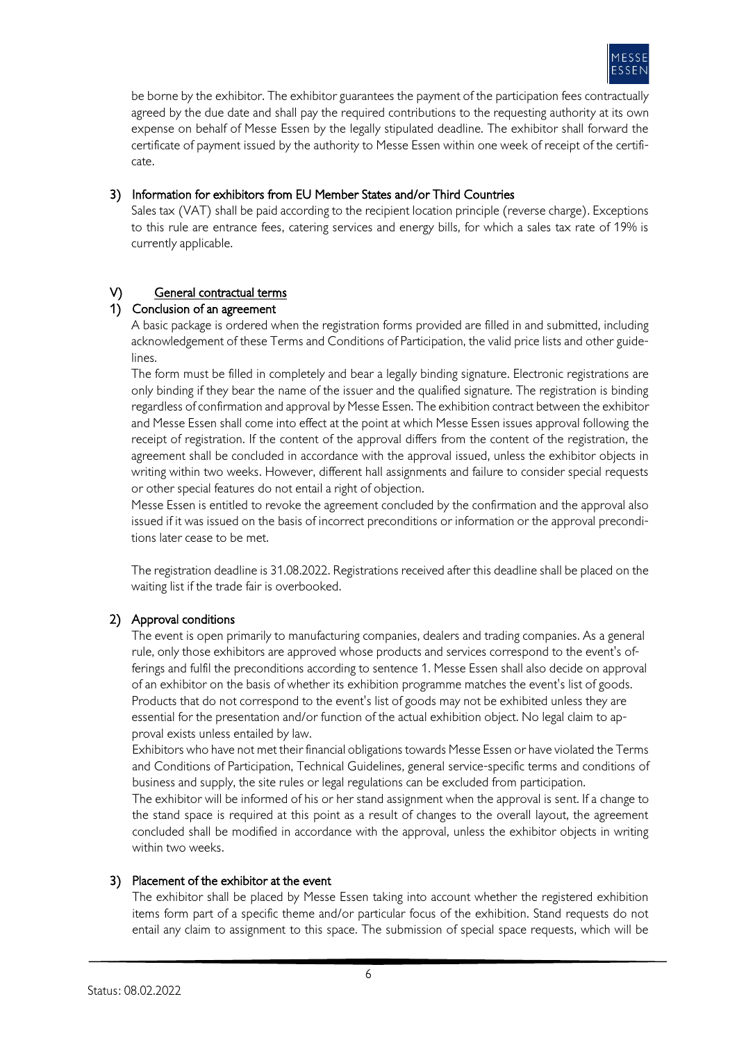be borne by the exhibitor. The exhibitor guarantees the payment of the participation fees contractually agreed by the due date and shall pay the required contributions to the requesting authority at its own expense on behalf of Messe Essen by the legally stipulated deadline. The exhibitor shall forward the certificate of payment issued by the authority to Messe Essen within one week of receipt of the certificate.

### 3) Information for exhibitors from EU Member States and/or Third Countries

Sales tax (VAT) shall be paid according to the recipient location principle (reverse charge). Exceptions to this rule are entrance fees, catering services and energy bills, for which a sales tax rate of 19% is currently applicable.

## V) General contractual terms

### 1) Conclusion of an agreement

A basic package is ordered when the registration forms provided are filled in and submitted, including acknowledgement of these Terms and Conditions of Participation, the valid price lists and other guidelines.

The form must be filled in completely and bear a legally binding signature. Electronic registrations are only binding if they bear the name of the issuer and the qualified signature. The registration is binding regardless of confirmation and approval by Messe Essen. The exhibition contract between the exhibitor and Messe Essen shall come into effect at the point at which Messe Essen issues approval following the receipt of registration. If the content of the approval differs from the content of the registration, the agreement shall be concluded in accordance with the approval issued, unless the exhibitor objects in writing within two weeks. However, different hall assignments and failure to consider special requests or other special features do not entail a right of objection.

Messe Essen is entitled to revoke the agreement concluded by the confirmation and the approval also issued if it was issued on the basis of incorrect preconditions or information or the approval preconditions later cease to be met.

The registration deadline is 31.08.2022. Registrations received after this deadline shall be placed on the waiting list if the trade fair is overbooked.

### 2) Approval conditions

The event is open primarily to manufacturing companies, dealers and trading companies. As a general rule, only those exhibitors are approved whose products and services correspond to the event's offerings and fulfil the preconditions according to sentence 1. Messe Essen shall also decide on approval of an exhibitor on the basis of whether its exhibition programme matches the event's list of goods. Products that do not correspond to the event's list of goods may not be exhibited unless they are essential for the presentation and/or function of the actual exhibition object. No legal claim to approval exists unless entailed by law.

Exhibitors who have not met their financial obligations towards Messe Essen or have violated the Terms and Conditions of Participation, Technical Guidelines, general service-specific terms and conditions of business and supply, the site rules or legal regulations can be excluded from participation.

The exhibitor will be informed of his or her stand assignment when the approval is sent. If a change to the stand space is required at this point as a result of changes to the overall layout, the agreement concluded shall be modified in accordance with the approval, unless the exhibitor objects in writing within two weeks.

### 3) Placement of the exhibitor at the event

The exhibitor shall be placed by Messe Essen taking into account whether the registered exhibition items form part of a specific theme and/or particular focus of the exhibition. Stand requests do not entail any claim to assignment to this space. The submission of special space requests, which will be

Status: 08.02.2022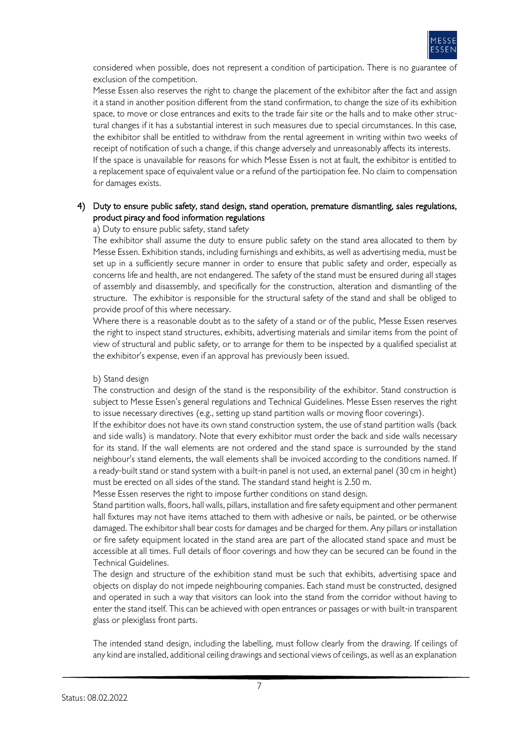considered when possible, does not represent a condition of participation. There is no guarantee of exclusion of the competition.

Messe Essen also reserves the right to change the placement of the exhibitor after the fact and assign it a stand in another position different from the stand confirmation, to change the size of its exhibition space, to move or close entrances and exits to the trade fair site or the halls and to make other structural changes if it has a substantial interest in such measures due to special circumstances. In this case, the exhibitor shall be entitled to withdraw from the rental agreement in writing within two weeks of receipt of notification of such a change, if this change adversely and unreasonably affects its interests.

If the space is unavailable for reasons for which Messe Essen is not at fault, the exhibitor is entitled to a replacement space of equivalent value or a refund of the participation fee. No claim to compensation for damages exists.

## 4) Duty to ensure public safety, stand design, stand operation, premature dismantling, sales regulations, product piracy and food information regulations

a) Duty to ensure public safety, stand safety

The exhibitor shall assume the duty to ensure public safety on the stand area allocated to them by Messe Essen. Exhibition stands, including furnishings and exhibits, as well as advertising media, must be set up in a sufficiently secure manner in order to ensure that public safety and order, especially as concerns life and health, are not endangered. The safety of the stand must be ensured during all stages of assembly and disassembly, and specifically for the construction, alteration and dismantling of the structure. The exhibitor is responsible for the structural safety of the stand and shall be obliged to provide proof of this where necessary.

Where there is a reasonable doubt as to the safety of a stand or of the public, Messe Essen reserves the right to inspect stand structures, exhibits, advertising materials and similar items from the point of view of structural and public safety, or to arrange for them to be inspected by a qualified specialist at the exhibitor's expense, even if an approval has previously been issued.

b) Stand design

The construction and design of the stand is the responsibility of the exhibitor. Stand construction is subject to Messe Essen's general regulations and Technical Guidelines. Messe Essen reserves the right to issue necessary directives (e.g., setting up stand partition walls or moving floor coverings).

If the exhibitor does not have its own stand construction system, the use of stand partition walls (back and side walls) is mandatory. Note that every exhibitor must order the back and side walls necessary for its stand. If the wall elements are not ordered and the stand space is surrounded by the stand neighbour's stand elements, the wall elements shall be invoiced according to the conditions named. If a ready-built stand or stand system with a built-in panel is not used, an external panel (30 cm in height) must be erected on all sides of the stand. The standard stand height is 2.50 m.

Messe Essen reserves the right to impose further conditions on stand design.

Stand partition walls, floors, hall walls, pillars, installation and fire safety equipment and other permanent hall fixtures may not have items attached to them with adhesive or nails, be painted, or be otherwise damaged. The exhibitor shall bear costs for damages and be charged for them. Any pillars or installation or fire safety equipment located in the stand area are part of the allocated stand space and must be accessible at all times. Full details of floor coverings and how they can be secured can be found in the Technical Guidelines.

The design and structure of the exhibition stand must be such that exhibits, advertising space and objects on display do not impede neighbouring companies. Each stand must be constructed, designed and operated in such a way that visitors can look into the stand from the corridor without having to enter the stand itself. This can be achieved with open entrances or passages or with built-in transparent glass or plexiglass front parts.

The intended stand design, including the labelling, must follow clearly from the drawing. If ceilings of any kind are installed, additional ceiling drawings and sectional views of ceilings, as well as an explanation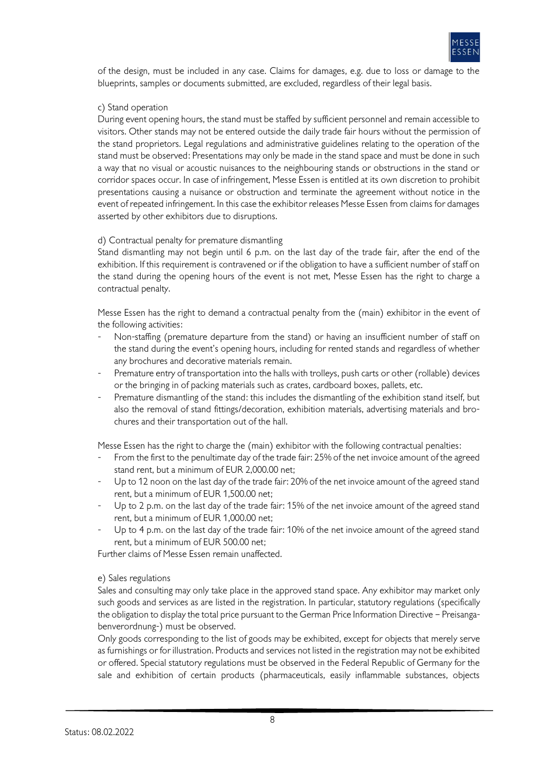of the design, must be included in any case. Claims for damages, e.g. due to loss or damage to the blueprints, samples or documents submitted, are excluded, regardless of their legal basis.

c) Stand operation

During event opening hours, the stand must be staffed by sufficient personnel and remain accessible to visitors. Other stands may not be entered outside the daily trade fair hours without the permission of the stand proprietors. Legal regulations and administrative guidelines relating to the operation of the stand must be observed: Presentations may only be made in the stand space and must be done in such a way that no visual or acoustic nuisances to the neighbouring stands or obstructions in the stand or corridor spaces occur. In case of infringement, Messe Essen is entitled at its own discretion to prohibit presentations causing a nuisance or obstruction and terminate the agreement without notice in the event of repeated infringement. In this case the exhibitor releases Messe Essen from claims for damages asserted by other exhibitors due to disruptions.

d) Contractual penalty for premature dismantling

Stand dismantling may not begin until 6 p.m. on the last day of the trade fair, after the end of the exhibition. If this requirement is contravened or if the obligation to have a sufficient number of staff on the stand during the opening hours of the event is not met, Messe Essen has the right to charge a contractual penalty.

Messe Essen has the right to demand a contractual penalty from the (main) exhibitor in the event of the following activities:

- Non-staffing (premature departure from the stand) or having an insufficient number of staff on the stand during the event's opening hours, including for rented stands and regardless of whether any brochures and decorative materials remain.
- Premature entry of transportation into the halls with trolleys, push carts or other (rollable) devices or the bringing in of packing materials such as crates, cardboard boxes, pallets, etc.
- Premature dismantling of the stand: this includes the dismantling of the exhibition stand itself, but also the removal of stand fittings/decoration, exhibition materials, advertising materials and brochures and their transportation out of the hall.

Messe Essen has the right to charge the (main) exhibitor with the following contractual penalties:

- From the first to the penultimate day of the trade fair: 25% of the net invoice amount of the agreed stand rent, but a minimum of EUR 2,000.00 net;
- Up to 12 noon on the last day of the trade fair: 20% of the net invoice amount of the agreed stand rent, but a minimum of EUR 1,500.00 net;
- Up to 2 p.m. on the last day of the trade fair: 15% of the net invoice amount of the agreed stand rent, but a minimum of EUR 1,000.00 net;
- Up to 4 p.m. on the last day of the trade fair: 10% of the net invoice amount of the agreed stand rent, but a minimum of EUR 500.00 net;

Further claims of Messe Essen remain unaffected.

e) Sales regulations

Sales and consulting may only take place in the approved stand space. Any exhibitor may market only such goods and services as are listed in the registration. In particular, statutory regulations (specifically the obligation to display the total price pursuant to the German Price Information Directive – Preisangabenverordnung-) must be observed.

Only goods corresponding to the list of goods may be exhibited, except for objects that merely serve as furnishings or for illustration. Products and services not listed in the registration may not be exhibited or offered. Special statutory regulations must be observed in the Federal Republic of Germany for the sale and exhibition of certain products (pharmaceuticals, easily inflammable substances, objects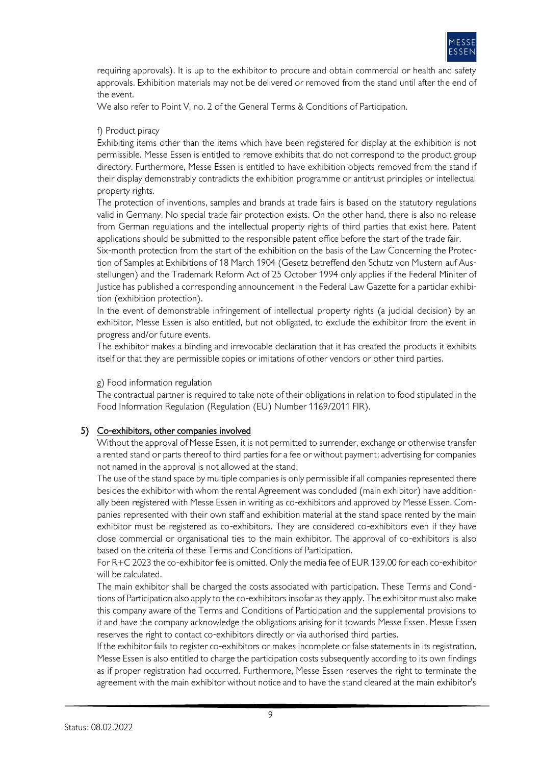requiring approvals). It is up to the exhibitor to procure and obtain commercial or health and safety approvals. Exhibition materials may not be delivered or removed from the stand until after the end of the event.

We also refer to Point V, no. 2 of the General Terms & Conditions of Participation.

f) Product piracy

Exhibiting items other than the items which have been registered for display at the exhibition is not permissible. Messe Essen is entitled to remove exhibits that do not correspond to the product group directory. Furthermore, Messe Essen is entitled to have exhibition objects removed from the stand if their display demonstrably contradicts the exhibition programme or antitrust principles or intellectual property rights.

The protection of inventions, samples and brands at trade fairs is based on the statutory regulations valid in Germany. No special trade fair protection exists. On the other hand, there is also no release from German regulations and the intellectual property rights of third parties that exist here. Patent applications should be submitted to the responsible patent office before the start of the trade fair.

Six-month protection from the start of the exhibition on the basis of the Law Concerning the Protection of Samples at Exhibitions of 18 March 1904 (Gesetz betreffend den Schutz von Mustern auf Ausstellungen) and the Trademark Reform Act of 25 October 1994 only applies if the Federal Miniter of Justice has published a corresponding announcement in the Federal Law Gazette for a particlar exhibition (exhibition protection).

In the event of demonstrable infringement of intellectual property rights (a judicial decision) by an exhibitor, Messe Essen is also entitled, but not obligated, to exclude the exhibitor from the event in progress and/or future events.

The exhibitor makes a binding and irrevocable declaration that it has created the products it exhibits itself or that they are permissible copies or imitations of other vendors or other third parties.

g) Food information regulation

The contractual partner is required to take note of their obligations in relation to food stipulated in the Food Information Regulation (Regulation (EU) Number 1169/2011 FIR).

## 5) Co-exhibitors, other companies involved

Without the approval of Messe Essen, it is not permitted to surrender, exchange or otherwise transfer a rented stand or parts thereof to third parties for a fee or without payment; advertising for companies not named in the approval is not allowed at the stand.

The use of the stand space by multiple companies is only permissible if all companies represented there besides the exhibitor with whom the rental Agreement was concluded (main exhibitor) have additionally been registered with Messe Essen in writing as co-exhibitors and approved by Messe Essen. Companies represented with their own staff and exhibition material at the stand space rented by the main exhibitor must be registered as co-exhibitors. They are considered co-exhibitors even if they have close commercial or organisational ties to the main exhibitor. The approval of co-exhibitors is also based on the criteria of these Terms and Conditions of Participation.

For R+C 2023 the co-exhibitor fee is omitted. Only the media fee of EUR 139.00 for each co-exhibitor will be calculated.

The main exhibitor shall be charged the costs associated with participation. These Terms and Conditions of Participation also apply to the co-exhibitors insofar as they apply. The exhibitor must also make this company aware of the Terms and Conditions of Participation and the supplemental provisions to it and have the company acknowledge the obligations arising for it towards Messe Essen. Messe Essen reserves the right to contact co-exhibitors directly or via authorised third parties.

If the exhibitor fails to register co-exhibitors or makes incomplete or false statements in its registration, Messe Essen is also entitled to charge the participation costs subsequently according to its own findings as if proper registration had occurred. Furthermore, Messe Essen reserves the right to terminate the agreement with the main exhibitor without notice and to have the stand cleared at the main exhibitor's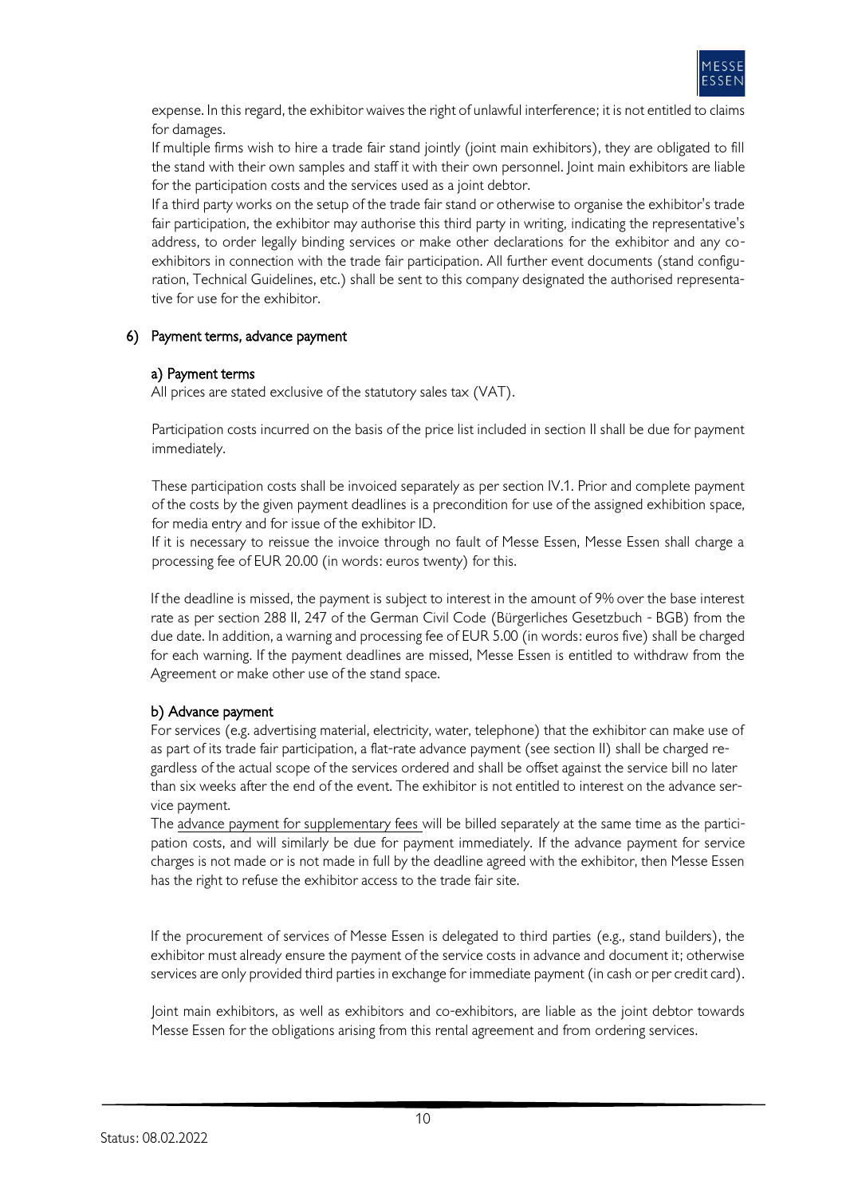expense. In this regard, the exhibitor waives the right of unlawful interference; it is not entitled to claims for damages.

If multiple firms wish to hire a trade fair stand jointly (joint main exhibitors), they are obligated to fill the stand with their own samples and staff it with their own personnel. Joint main exhibitors are liable for the participation costs and the services used as a joint debtor.

If a third party works on the setup of the trade fair stand or otherwise to organise the exhibitor's trade fair participation, the exhibitor may authorise this third party in writing, indicating the representative's address, to order legally binding services or make other declarations for the exhibitor and any co-exhibitors in connection with the trade fair participation. All further event documents (stand configuration, Technical Guidelines, etc.) shall be sent to this company designated the authorised representative for use for the exhibitor.

## 6) Payment terms, advance payment

### a) Payment terms

All prices are stated exclusive of the statutory sales tax (VAT).

Participation costs incurred on the basis of the price list included in section II shall be due for payment immediately.

These participation costs shall be invoiced separately as per section IV.1. Prior and complete payment of the costs by the given payment deadlines is a precondition for use of the assigned exhibition space, for media entry and for issue of the exhibitor ID.

If it is necessary to reissue the invoice through no fault of Messe Essen, Messe Essen shall charge a processing fee of EUR 20.00 (in words: euros twenty) for this.

If the deadline is missed, the payment is subject to interest in the amount of 9% over the base interest rate as per section 288 II, 247 of the German Civil Code (Bürgerliches Gesetzbuch - BGB) from the due date. In addition, a warning and processing fee of EUR 5.00 (in words: euros five) shall be charged for each warning. If the payment deadlines are missed, Messe Essen is entitled to withdraw from the Agreement or make other use of the stand space.

### b) Advance payment

For services (e.g. advertising material, electricity, water, telephone) that the exhibitor can make use of as part of its trade fair participation, a flat-rate advance payment (see section II) shall be charged regardless of the actual scope of the services ordered and shall be offset against the service bill no later than six weeks after the end of the event. The exhibitor is not entitled to interest on the advance service payment.

The advance payment for supplementary fees will be billed separately at the same time as the participation costs, and will similarly be due for payment immediately. If the advance payment for service charges is not made or is not made in full by the deadline agreed with the exhibitor, then Messe Essen has the right to refuse the exhibitor access to the trade fair site.

If the procurement of services of Messe Essen is delegated to third parties (e.g., stand builders), the exhibitor must already ensure the payment of the service costs in advance and document it; otherwise services are only provided third parties in exchange for immediate payment (in cash or per credit card).

Joint main exhibitors, as well as exhibitors and co-exhibitors, are liable as the joint debtor towards Messe Essen for the obligations arising from this rental agreement and from ordering services.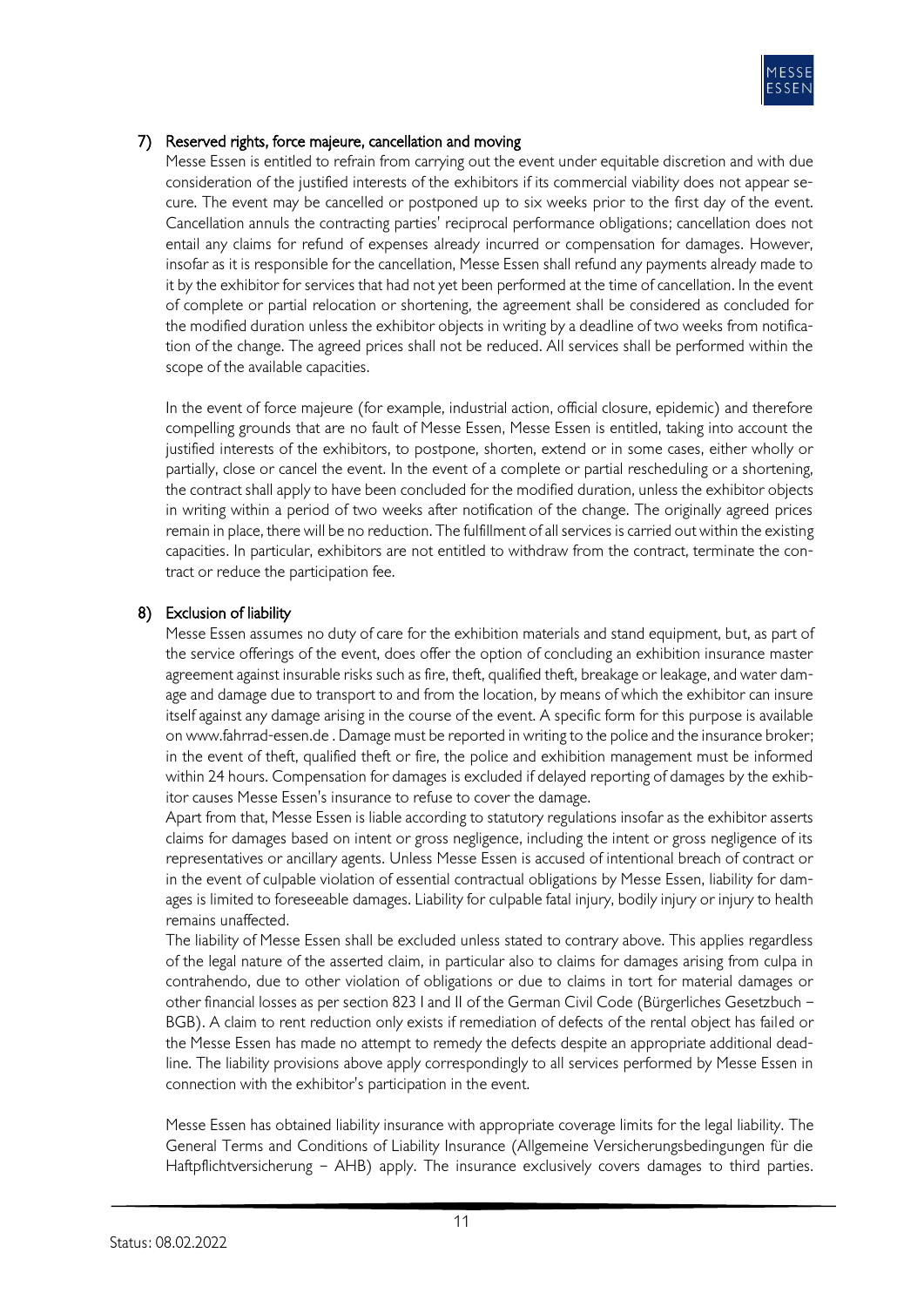## 7) Reserved rights, force majeure, cancellation and moving

Messe Essen is entitled to refrain from carrying out the event under equitable discretion and with due consideration of the justified interests of the exhibitors if its commercial viability does not appear secure. The event may be cancelled or postponed up to six weeks prior to the first day of the event. Cancellation annuls the contracting parties' reciprocal performance obligations; cancellation does not entail any claims for refund of expenses already incurred or compensation for damages. However, insofar as it is responsible for the cancellation, Messe Essen shall refund any payments already made to it by the exhibitor for services that had not yet been performed at the time of cancellation. In the event of complete or partial relocation or shortening, the agreement shall be considered as concluded for the modified duration unless the exhibitor objects in writing by a deadline of two weeks from notification of the change. The agreed prices shall not be reduced. All services shall be performed within the scope of the available capacities.

In the event of force majeure (for example, industrial action, official closure, epidemic) and therefore compelling grounds that are no fault of Messe Essen, Messe Essen is entitled, taking into account the justified interests of the exhibitors, to postpone, shorten, extend or in some cases, either wholly or partially, close or cancel the event. In the event of a complete or partial rescheduling or a shortening, the contract shall apply to have been concluded for the modified duration, unless the exhibitor objects in writing within a period of two weeks after notification of the change. The originally agreed prices remain in place, there will be no reduction. The fulfillment of all services is carried out within the existing capacities. In particular, exhibitors are not entitled to withdraw from the contract, terminate the contract or reduce the participation fee.

## 8) Exclusion of liability

Messe Essen assumes no duty of care for the exhibition materials and stand equipment, but, as part of the service offerings of the event, does offer the option of concluding an exhibition insurance master agreement against insurable risks such as fire, theft, qualified theft, breakage or leakage, and water damage and damage due to transport to and from the location, by means of which the exhibitor can insure itself against any damage arising in the course of the event. A specific form for this purpose is available on www.fahrrad-essen.de . Damage must be reported in writing to the police and the insurance broker; in the event of theft, qualified theft or fire, the police and exhibition management must be informed within 24 hours. Compensation for damages is excluded if delayed reporting of damages by the exhibitor causes Messe Essen's insurance to refuse to cover the damage.

Apart from that, Messe Essen is liable according to statutory regulations insofar as the exhibitor asserts claims for damages based on intent or gross negligence, including the intent or gross negligence of its representatives or ancillary agents. Unless Messe Essen is accused of intentional breach of contract or in the event of culpable violation of essential contractual obligations by Messe Essen, liability for damages is limited to foreseeable damages. Liability for culpable fatal injury, bodily injury or injury to health remains unaffected.

The liability of Messe Essen shall be excluded unless stated to contrary above. This applies regardless of the legal nature of the asserted claim, in particular also to claims for damages arising from culpa in contrahendo, due to other violation of obligations or due to claims in tort for material damages or other financial losses as per section 823 I and II of the German Civil Code (Bürgerliches Gesetzbuch – BGB). A claim to rent reduction only exists if remediation of defects of the rental object has failed or the Messe Essen has made no attempt to remedy the defects despite an appropriate additional deadline. The liability provisions above apply correspondingly to all services performed by Messe Essen in connection with the exhibitor's participation in the event.

Messe Essen has obtained liability insurance with appropriate coverage limits for the legal liability. The General Terms and Conditions of Liability Insurance (Allgemeine Versicherungsbedingungen für die Haftpflichtversicherung – AHB) apply. The insurance exclusively covers damages to third parties.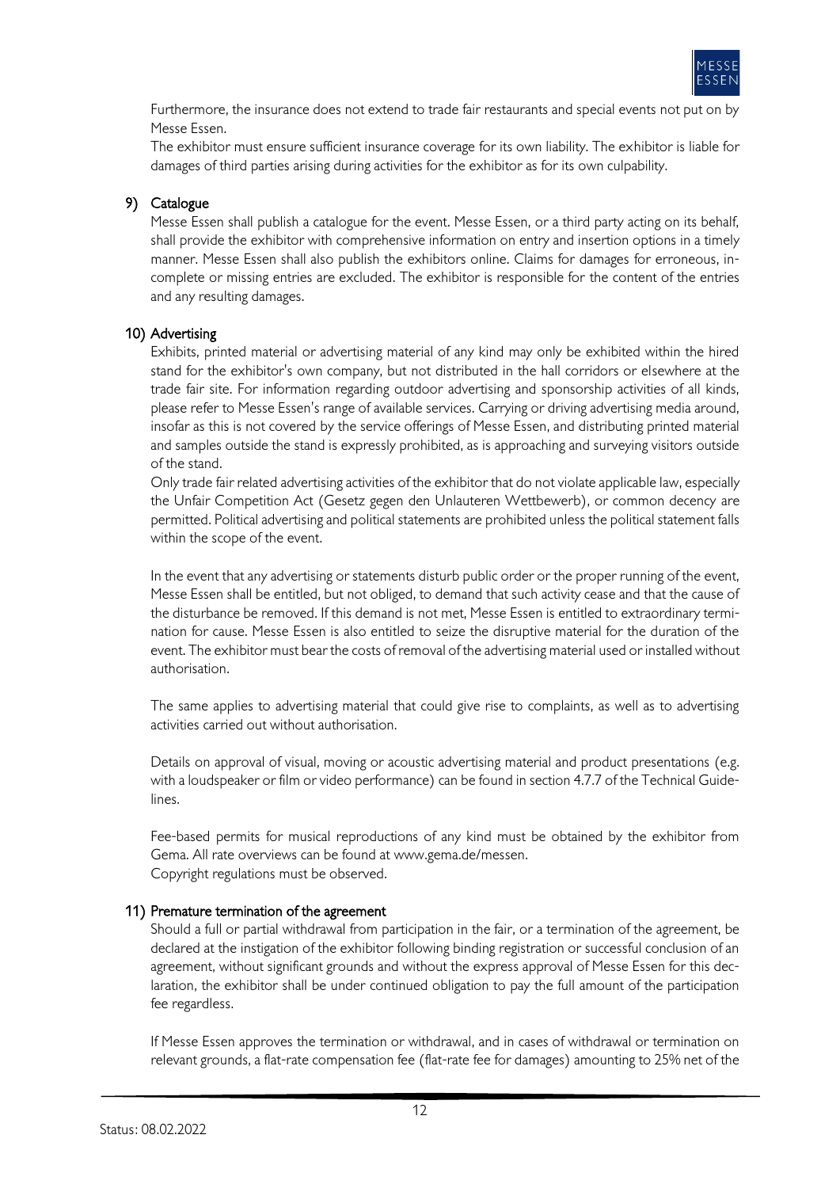Furthermore, the insurance does not extend to trade fair restaurants and special events not put on by Messe Essen.

The exhibitor must ensure sufficient insurance coverage for its own liability. The exhibitor is liable for damages of third parties arising during activities for the exhibitor as for its own culpability.

## 9) Catalogue

Messe Essen shall publish a catalogue for the event. Messe Essen, or a third party acting on its behalf, shall provide the exhibitor with comprehensive information on entry and insertion options in a timely manner. Messe Essen shall also publish the exhibitors online. Claims for damages for erroneous, incomplete or missing entries are excluded. The exhibitor is responsible for the content of the entries and any resulting damages.

## 10) Advertising

Exhibits, printed material or advertising material of any kind may only be exhibited within the hired stand for the exhibitor's own company, but not distributed in the hall corridors or elsewhere at the trade fair site. For information regarding outdoor advertising and sponsorship activities of all kinds, please refer to Messe Essen's range of available services. Carrying or driving advertising media around, insofar as this is not covered by the service offerings of Messe Essen, and distributing printed material and samples outside the stand is expressly prohibited, as is approaching and surveying visitors outside of the stand.

Only trade fair related advertising activities of the exhibitor that do not violate applicable law, especially the Unfair Competition Act (Gesetz gegen den Unlauteren Wettbewerb), or common decency are permitted. Political advertising and political statements are prohibited unless the political statement falls within the scope of the event.

In the event that any advertising or statements disturb public order or the proper running of the event, Messe Essen shall be entitled, but not obliged, to demand that such activity cease and that the cause of the disturbance be removed. If this demand is not met, Messe Essen is entitled to extraordinary termination for cause. Messe Essen is also entitled to seize the disruptive material for the duration of the event. The exhibitor must bear the costs of removal of the advertising material used or installed without authorisation.

The same applies to advertising material that could give rise to complaints, as well as to advertising activities carried out without authorisation.

Details on approval of visual, moving or acoustic advertising material and product presentations (e.g. with a loudspeaker or film or video performance) can be found in section 4.7.7 of the Technical Guidelines.

Fee-based permits for musical reproductions of any kind must be obtained by the exhibitor from Gema. All rate overviews can be found at www.gema.de/messen.
Copyright regulations must be observed.

## 11) Premature termination of the agreement

Should a full or partial withdrawal from participation in the fair, or a termination of the agreement, be declared at the instigation of the exhibitor following binding registration or successful conclusion of an agreement, without significant grounds and without the express approval of Messe Essen for this declaration, the exhibitor shall be under continued obligation to pay the full amount of the participation fee regardless.

If Messe Essen approves the termination or withdrawal, and in cases of withdrawal or termination on relevant grounds, a flat-rate compensation fee (flat-rate fee for damages) amounting to 25% net of the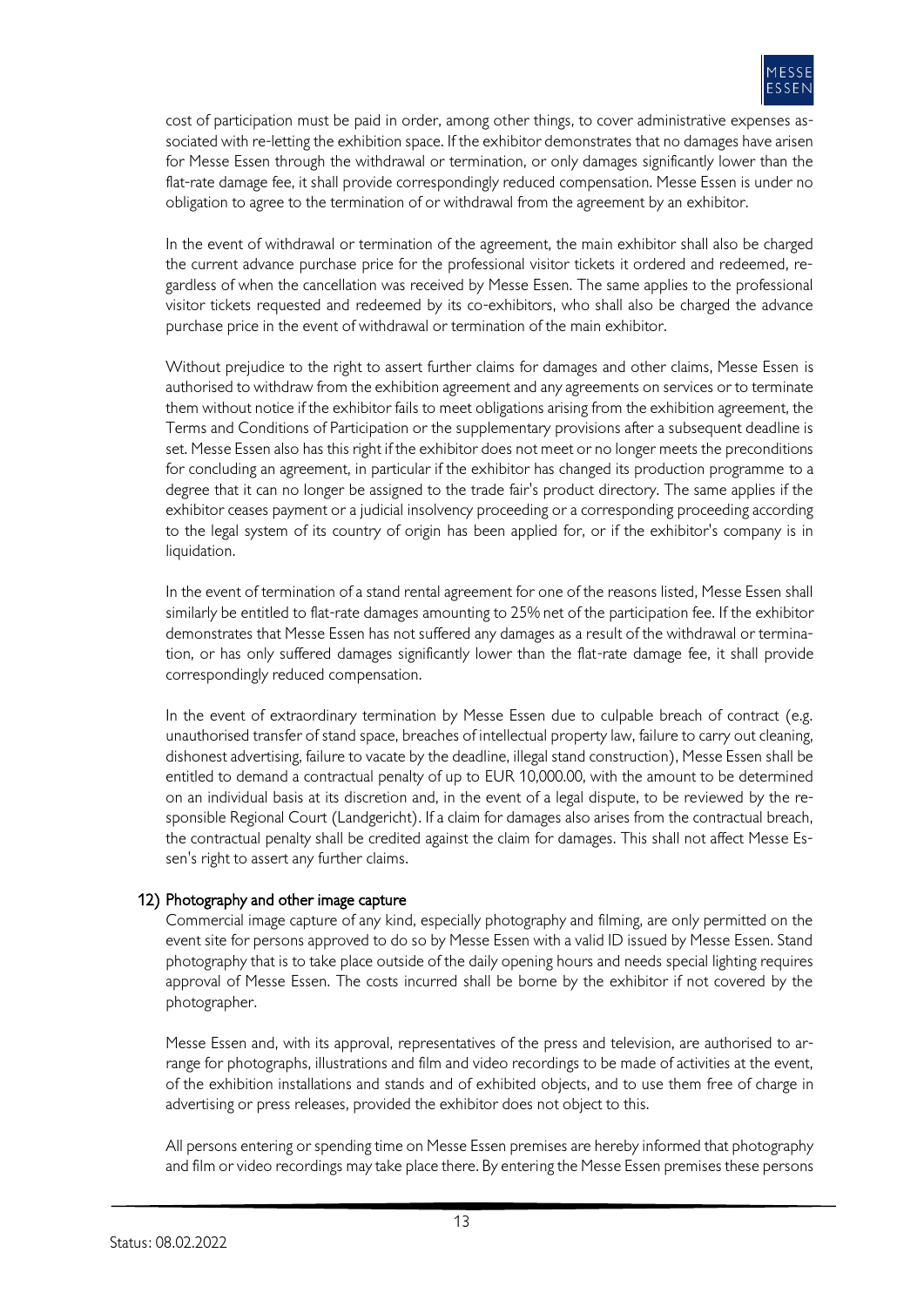cost of participation must be paid in order, among other things, to cover administrative expenses associated with re-letting the exhibition space. If the exhibitor demonstrates that no damages have arisen for Messe Essen through the withdrawal or termination, or only damages significantly lower than the flat-rate damage fee, it shall provide correspondingly reduced compensation. Messe Essen is under no obligation to agree to the termination of or withdrawal from the agreement by an exhibitor.

In the event of withdrawal or termination of the agreement, the main exhibitor shall also be charged the current advance purchase price for the professional visitor tickets it ordered and redeemed, regardless of when the cancellation was received by Messe Essen. The same applies to the professional visitor tickets requested and redeemed by its co-exhibitors, who shall also be charged the advance purchase price in the event of withdrawal or termination of the main exhibitor.

Without prejudice to the right to assert further claims for damages and other claims, Messe Essen is authorised to withdraw from the exhibition agreement and any agreements on services or to terminate them without notice if the exhibitor fails to meet obligations arising from the exhibition agreement, the Terms and Conditions of Participation or the supplementary provisions after a subsequent deadline is set. Messe Essen also has this right if the exhibitor does not meet or no longer meets the preconditions for concluding an agreement, in particular if the exhibitor has changed its production programme to a degree that it can no longer be assigned to the trade fair's product directory. The same applies if the exhibitor ceases payment or a judicial insolvency proceeding or a corresponding proceeding according to the legal system of its country of origin has been applied for, or if the exhibitor's company is in liquidation.

In the event of termination of a stand rental agreement for one of the reasons listed, Messe Essen shall similarly be entitled to flat-rate damages amounting to 25% net of the participation fee. If the exhibitor demonstrates that Messe Essen has not suffered any damages as a result of the withdrawal or termination, or has only suffered damages significantly lower than the flat-rate damage fee, it shall provide correspondingly reduced compensation.

In the event of extraordinary termination by Messe Essen due to culpable breach of contract (e.g. unauthorised transfer of stand space, breaches of intellectual property law, failure to carry out cleaning, dishonest advertising, failure to vacate by the deadline, illegal stand construction), Messe Essen shall be entitled to demand a contractual penalty of up to EUR 10,000.00, with the amount to be determined on an individual basis at its discretion and, in the event of a legal dispute, to be reviewed by the responsible Regional Court (Landgericht). If a claim for damages also arises from the contractual breach, the contractual penalty shall be credited against the claim for damages. This shall not affect Messe Essen's right to assert any further claims.

## 12) Photography and other image capture

Commercial image capture of any kind, especially photography and filming, are only permitted on the event site for persons approved to do so by Messe Essen with a valid ID issued by Messe Essen. Stand photography that is to take place outside of the daily opening hours and needs special lighting requires approval of Messe Essen. The costs incurred shall be borne by the exhibitor if not covered by the photographer.

Messe Essen and, with its approval, representatives of the press and television, are authorised to arrange for photographs, illustrations and film and video recordings to be made of activities at the event, of the exhibition installations and stands and of exhibited objects, and to use them free of charge in advertising or press releases, provided the exhibitor does not object to this.

All persons entering or spending time on Messe Essen premises are hereby informed that photography and film or video recordings may take place there. By entering the Messe Essen premises these persons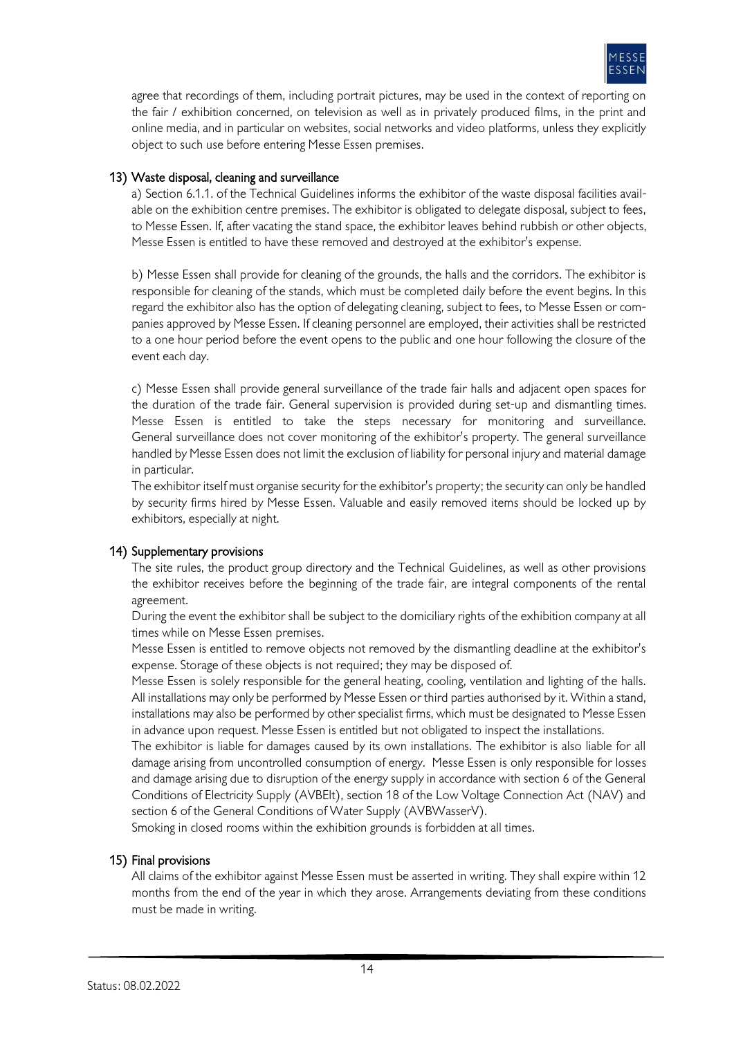agree that recordings of them, including portrait pictures, may be used in the context of reporting on the fair / exhibition concerned, on television as well as in privately produced films, in the print and online media, and in particular on websites, social networks and video platforms, unless they explicitly object to such use before entering Messe Essen premises.

## 13) Waste disposal, cleaning and surveillance

a) Section 6.1.1. of the Technical Guidelines informs the exhibitor of the waste disposal facilities available on the exhibition centre premises. The exhibitor is obligated to delegate disposal, subject to fees, to Messe Essen. If, after vacating the stand space, the exhibitor leaves behind rubbish or other objects, Messe Essen is entitled to have these removed and destroyed at the exhibitor's expense.

b) Messe Essen shall provide for cleaning of the grounds, the halls and the corridors. The exhibitor is responsible for cleaning of the stands, which must be completed daily before the event begins. In this regard the exhibitor also has the option of delegating cleaning, subject to fees, to Messe Essen or companies approved by Messe Essen. If cleaning personnel are employed, their activities shall be restricted to a one hour period before the event opens to the public and one hour following the closure of the event each day.

c) Messe Essen shall provide general surveillance of the trade fair halls and adjacent open spaces for the duration of the trade fair. General supervision is provided during set-up and dismantling times. Messe Essen is entitled to take the steps necessary for monitoring and surveillance. General surveillance does not cover monitoring of the exhibitor's property. The general surveillance handled by Messe Essen does not limit the exclusion of liability for personal injury and material damage in particular.
The exhibitor itself must organise security for the exhibitor's property; the security can only be handled by security firms hired by Messe Essen. Valuable and easily removed items should be locked up by exhibitors, especially at night.

## 14) Supplementary provisions

The site rules, the product group directory and the Technical Guidelines, as well as other provisions the exhibitor receives before the beginning of the trade fair, are integral components of the rental agreement.
During the event the exhibitor shall be subject to the domiciliary rights of the exhibition company at all times while on Messe Essen premises.
Messe Essen is entitled to remove objects not removed by the dismantling deadline at the exhibitor's expense. Storage of these objects is not required; they may be disposed of.
Messe Essen is solely responsible for the general heating, cooling, ventilation and lighting of the halls. All installations may only be performed by Messe Essen or third parties authorised by it. Within a stand, installations may also be performed by other specialist firms, which must be designated to Messe Essen in advance upon request. Messe Essen is entitled but not obligated to inspect the installations.
The exhibitor is liable for damages caused by its own installations. The exhibitor is also liable for all damage arising from uncontrolled consumption of energy. Messe Essen is only responsible for losses and damage arising due to disruption of the energy supply in accordance with section 6 of the General Conditions of Electricity Supply (AVBElt), section 18 of the Low Voltage Connection Act (NAV) and section 6 of the General Conditions of Water Supply (AVBWasserV).
Smoking in closed rooms within the exhibition grounds is forbidden at all times.

## 15) Final provisions

All claims of the exhibitor against Messe Essen must be asserted in writing. They shall expire within 12 months from the end of the year in which they arose. Arrangements deviating from these conditions must be made in writing.

Status: 08.02.2022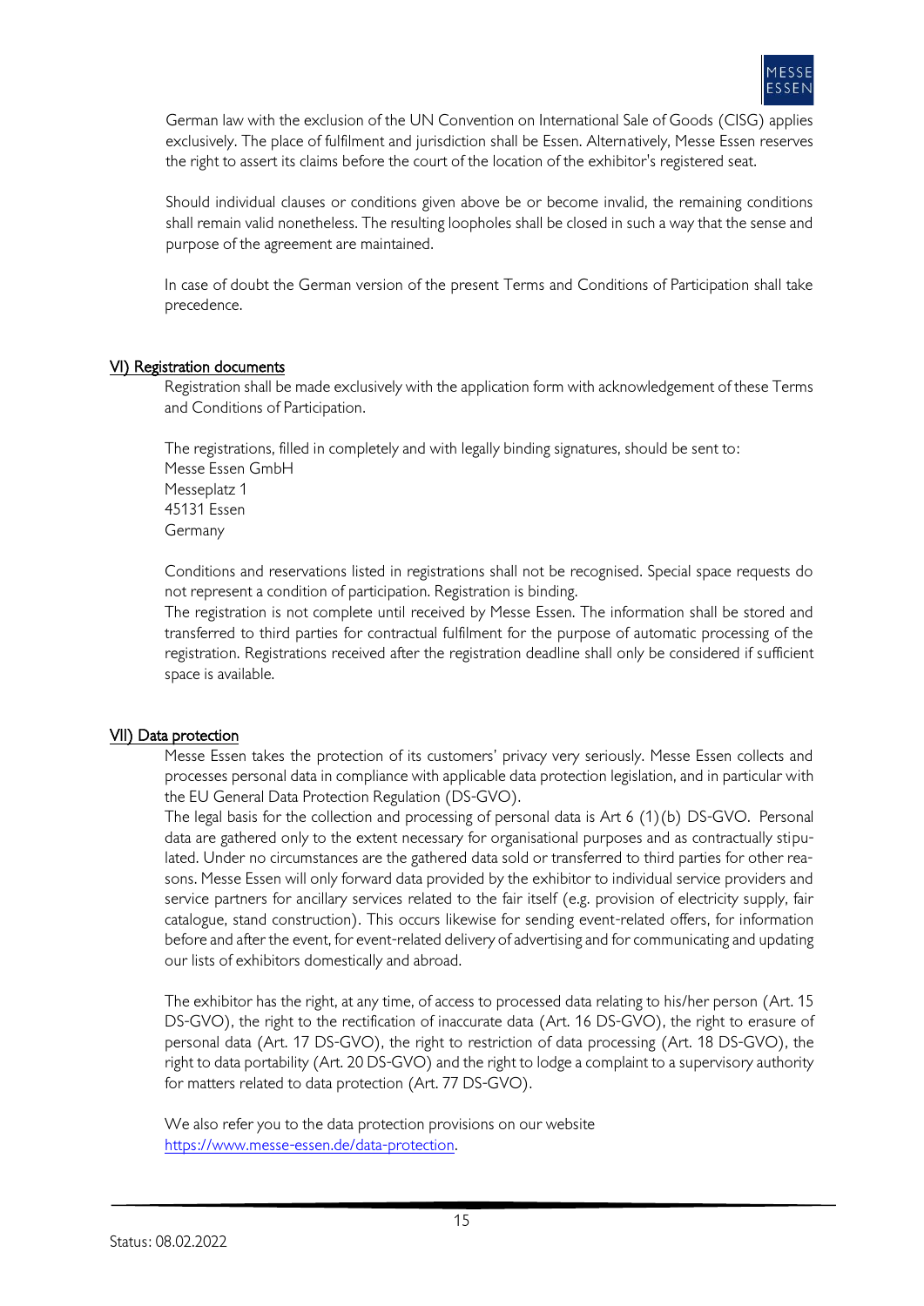German law with the exclusion of the UN Convention on International Sale of Goods (CISG) applies exclusively. The place of fulfilment and jurisdiction shall be Essen. Alternatively, Messe Essen reserves the right to assert its claims before the court of the location of the exhibitor's registered seat.

Should individual clauses or conditions given above be or become invalid, the remaining conditions shall remain valid nonetheless. The resulting loopholes shall be closed in such a way that the sense and purpose of the agreement are maintained.

In case of doubt the German version of the present Terms and Conditions of Participation shall take precedence.

## VI) Registration documents

Registration shall be made exclusively with the application form with acknowledgement of these Terms and Conditions of Participation.

The registrations, filled in completely and with legally binding signatures, should be sent to:
Messe Essen GmbH
Messeplatz 1
45131 Essen
Germany

Conditions and reservations listed in registrations shall not be recognised. Special space requests do not represent a condition of participation. Registration is binding.
The registration is not complete until received by Messe Essen. The information shall be stored and transferred to third parties for contractual fulfilment for the purpose of automatic processing of the registration. Registrations received after the registration deadline shall only be considered if sufficient space is available.

## VII) Data protection

Messe Essen takes the protection of its customers' privacy very seriously. Messe Essen collects and processes personal data in compliance with applicable data protection legislation, and in particular with the EU General Data Protection Regulation (DS-GVO).
The legal basis for the collection and processing of personal data is Art 6 (1)(b) DS-GVO. Personal data are gathered only to the extent necessary for organisational purposes and as contractually stipulated. Under no circumstances are the gathered data sold or transferred to third parties for other reasons. Messe Essen will only forward data provided by the exhibitor to individual service providers and service partners for ancillary services related to the fair itself (e.g. provision of electricity supply, fair catalogue, stand construction). This occurs likewise for sending event-related offers, for information before and after the event, for event-related delivery of advertising and for communicating and updating our lists of exhibitors domestically and abroad.

The exhibitor has the right, at any time, of access to processed data relating to his/her person (Art. 15 DS-GVO), the right to the rectification of inaccurate data (Art. 16 DS-GVO), the right to erasure of personal data (Art. 17 DS-GVO), the right to restriction of data processing (Art. 18 DS-GVO), the right to data portability (Art. 20 DS-GVO) and the right to lodge a complaint to a supervisory authority for matters related to data protection (Art. 77 DS-GVO).

We also refer you to the data protection provisions on our website
[https://www.messe-essen.de/data-protection](https://www.messe-essen.de/data-protection).

Status: 08.02.2022